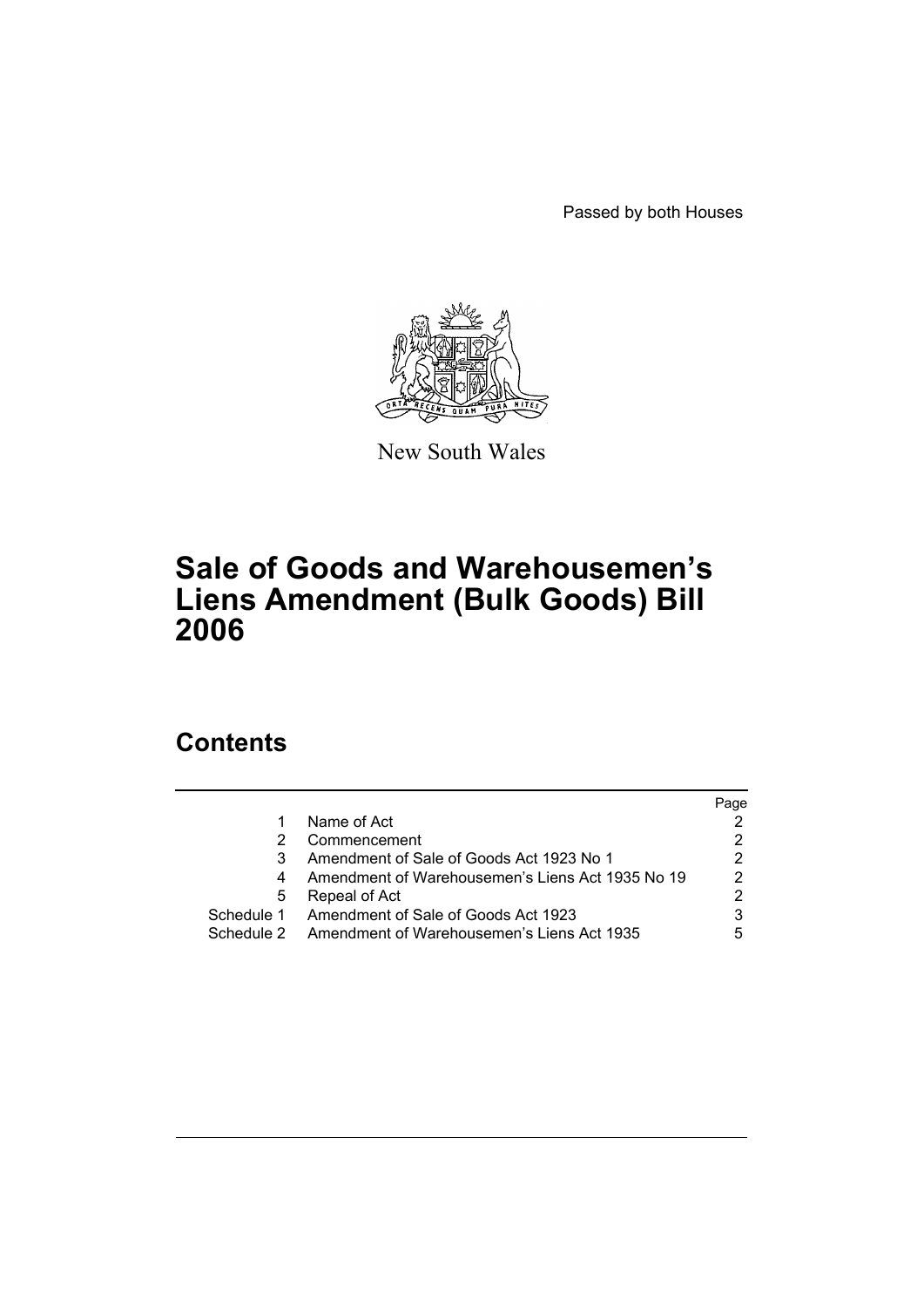Passed by both Houses

New South Wales

# Sale of Goods and Warehousemen's Liens Amendment (Bulk Goods) Bill 2006

## Contents

| | | Page |
|---|---|---|
| 1 | Name of Act | 2 |
| 2 | Commencement | 2 |
| 3 | Amendment of Sale of Goods Act 1923 No 1 | 2 |
| 4 | Amendment of Warehousemen's Liens Act 1935 No 19 | 2 |
| 5 | Repeal of Act | 2 |
| Schedule 1 | Amendment of Sale of Goods Act 1923 | 3 |
| Schedule 2 | Amendment of Warehousemen's Liens Act 1935 | 5 |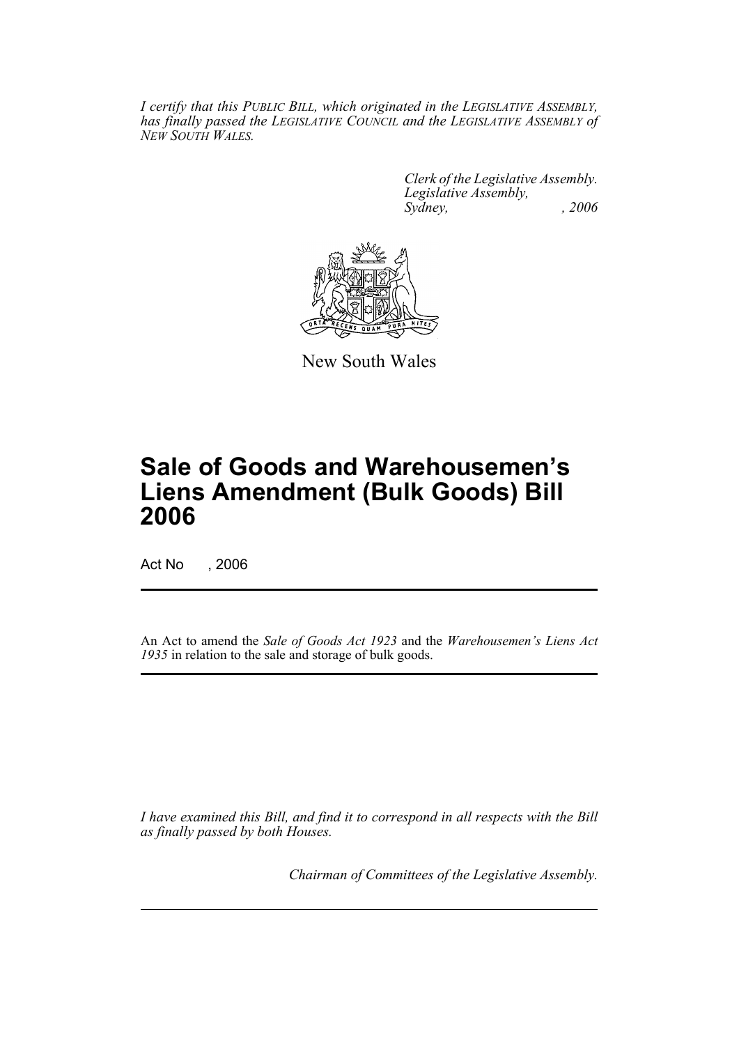*I certify that this PUBLIC BILL, which originated in the LEGISLATIVE ASSEMBLY, has finally passed the LEGISLATIVE COUNCIL and the LEGISLATIVE ASSEMBLY of NEW SOUTH WALES.*

*Clerk of the Legislative Assembly.*
*Legislative Assembly,*
*Sydney, , 2006*

New South Wales

# Sale of Goods and Warehousemen's Liens Amendment (Bulk Goods) Bill 2006

Act No , 2006

An Act to amend the *Sale of Goods Act 1923* and the *Warehousemen's Liens Act 1935* in relation to the sale and storage of bulk goods.

*I have examined this Bill, and find it to correspond in all respects with the Bill as finally passed by both Houses.*

*Chairman of Committees of the Legislative Assembly.*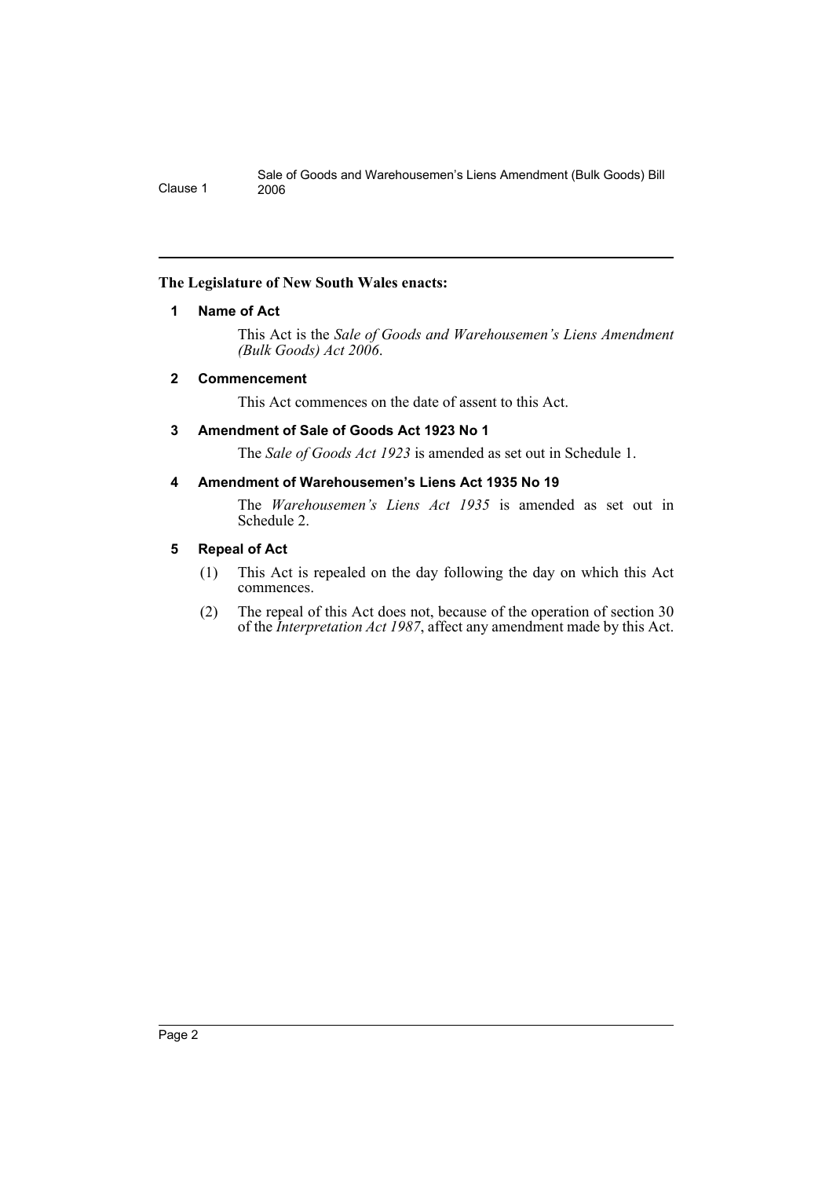**The Legislature of New South Wales enacts:**

## 1 Name of Act

This Act is the *Sale of Goods and Warehousemen's Liens Amendment (Bulk Goods) Act 2006*.

## 2 Commencement

This Act commences on the date of assent to this Act.

## 3 Amendment of Sale of Goods Act 1923 No 1

The *Sale of Goods Act 1923* is amended as set out in Schedule 1.

## 4 Amendment of Warehousemen's Liens Act 1935 No 19

The *Warehousemen's Liens Act 1935* is amended as set out in Schedule 2.

## 5 Repeal of Act

(1) This Act is repealed on the day following the day on which this Act commences.

(2) The repeal of this Act does not, because of the operation of section 30 of the *Interpretation Act 1987*, affect any amendment made by this Act.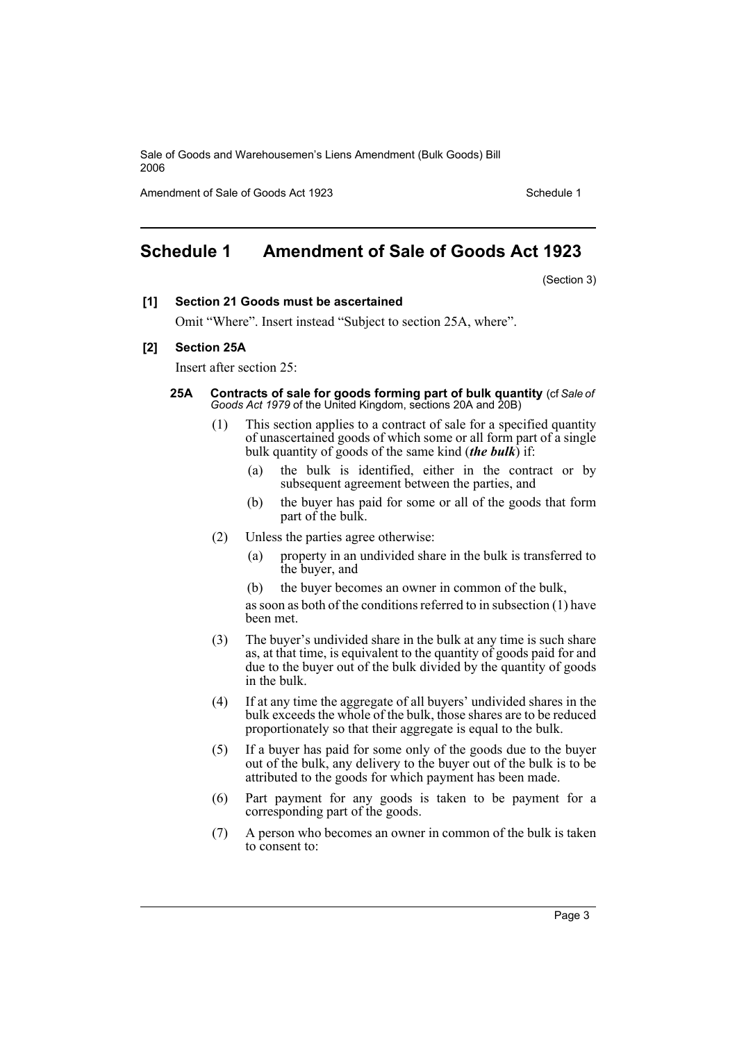# Schedule 1 Amendment of Sale of Goods Act 1923

(Section 3)

**[1] Section 21 Goods must be ascertained**

Omit "Where". Insert instead "Subject to section 25A, where".

**[2] Section 25A**

Insert after section 25:

**25A Contracts of sale for goods forming part of bulk quantity** (cf *Sale of Goods Act 1979* of the United Kingdom, sections 20A and 20B)

(1) This section applies to a contract of sale for a specified quantity of unascertained goods of which some or all form part of a single bulk quantity of goods of the same kind (***the bulk***) if:

(a) the bulk is identified, either in the contract or by subsequent agreement between the parties, and

(b) the buyer has paid for some or all of the goods that form part of the bulk.

(2) Unless the parties agree otherwise:

(a) property in an undivided share in the bulk is transferred to the buyer, and

(b) the buyer becomes an owner in common of the bulk,

as soon as both of the conditions referred to in subsection (1) have been met.

(3) The buyer's undivided share in the bulk at any time is such share as, at that time, is equivalent to the quantity of goods paid for and due to the buyer out of the bulk divided by the quantity of goods in the bulk.

(4) If at any time the aggregate of all buyers' undivided shares in the bulk exceeds the whole of the bulk, those shares are to be reduced proportionately so that their aggregate is equal to the bulk.

(5) If a buyer has paid for some only of the goods due to the buyer out of the bulk, any delivery to the buyer out of the bulk is to be attributed to the goods for which payment has been made.

(6) Part payment for any goods is taken to be payment for a corresponding part of the goods.

(7) A person who becomes an owner in common of the bulk is taken to consent to: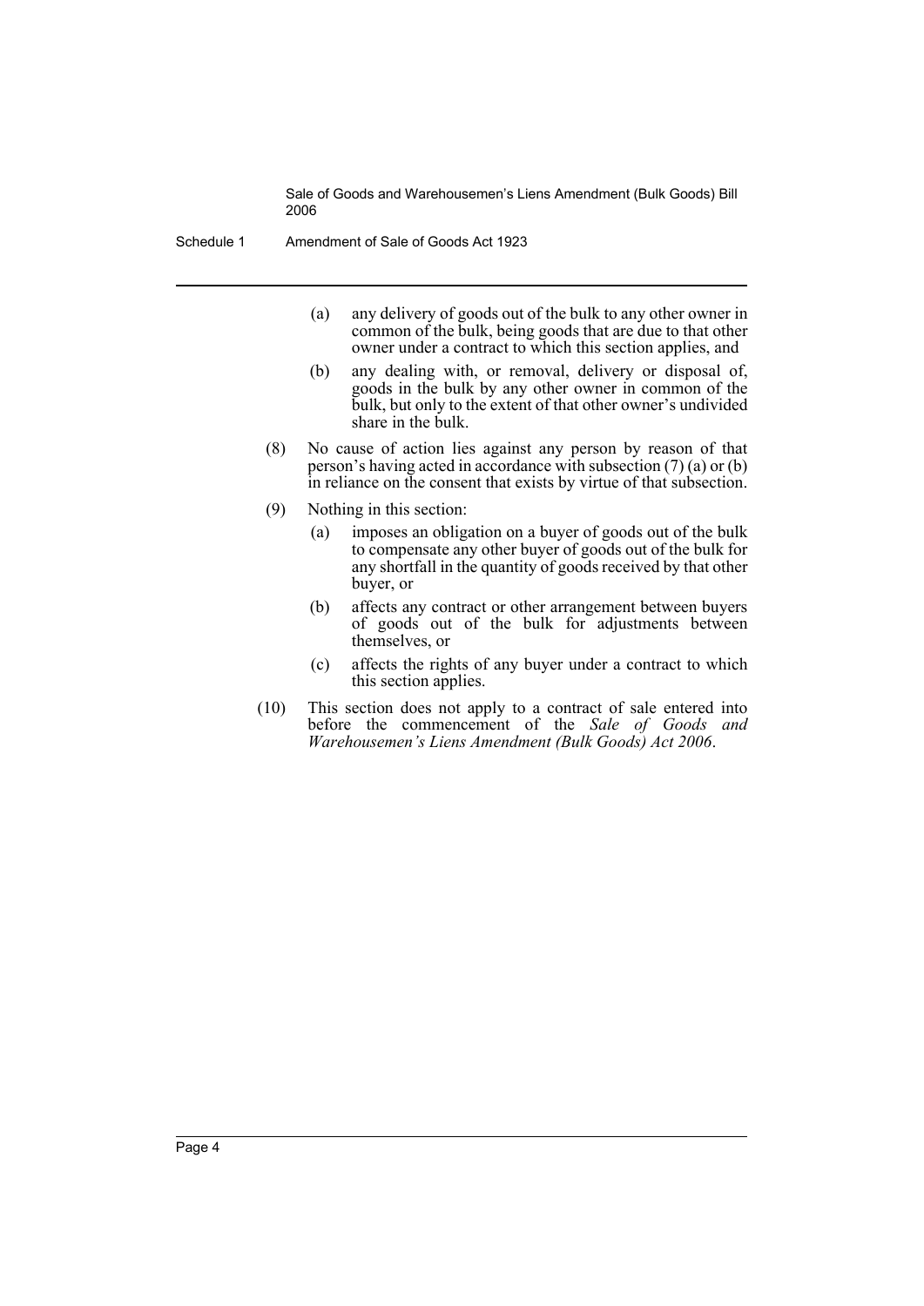(a) any delivery of goods out of the bulk to any other owner in common of the bulk, being goods that are due to that other owner under a contract to which this section applies, and

(b) any dealing with, or removal, delivery or disposal of, goods in the bulk by any other owner in common of the bulk, but only to the extent of that other owner's undivided share in the bulk.

(8) No cause of action lies against any person by reason of that person's having acted in accordance with subsection (7) (a) or (b) in reliance on the consent that exists by virtue of that subsection.

(9) Nothing in this section:

(a) imposes an obligation on a buyer of goods out of the bulk to compensate any other buyer of goods out of the bulk for any shortfall in the quantity of goods received by that other buyer, or

(b) affects any contract or other arrangement between buyers of goods out of the bulk for adjustments between themselves, or

(c) affects the rights of any buyer under a contract to which this section applies.

(10) This section does not apply to a contract of sale entered into before the commencement of the *Sale of Goods and Warehousemen's Liens Amendment (Bulk Goods) Act 2006*.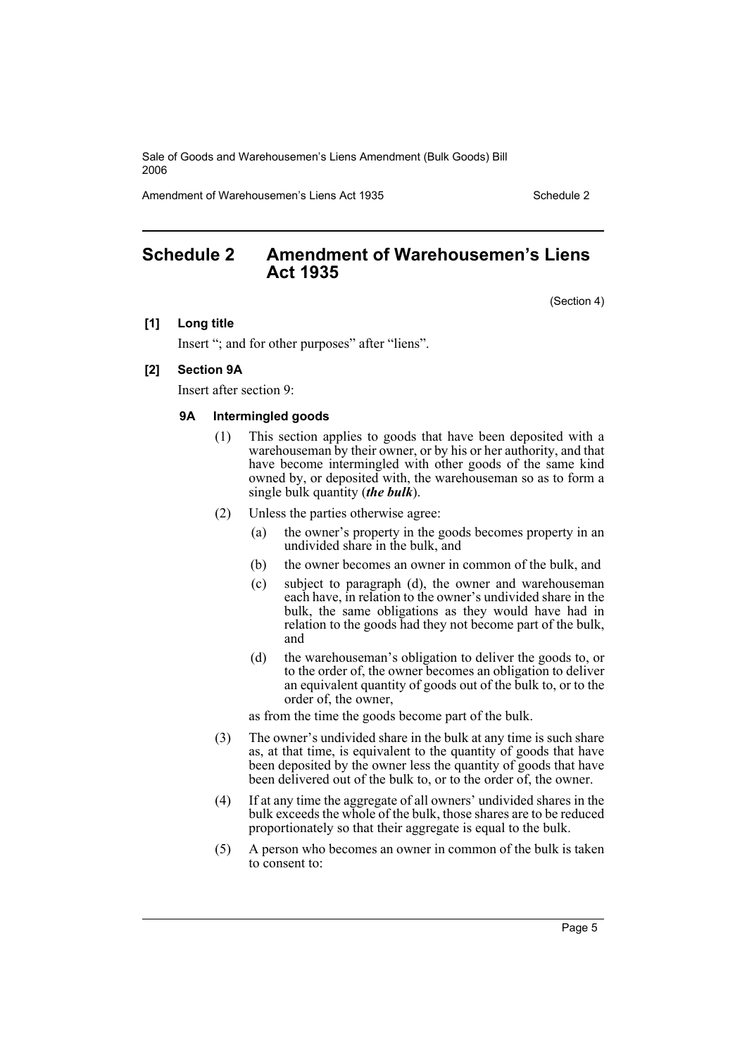## Schedule 2 Amendment of Warehousemen's Liens Act 1935

(Section 4)

**[1] Long title**

Insert "; and for other purposes" after "liens".

**[2] Section 9A**

Insert after section 9:

**9A Intermingled goods**

(1) This section applies to goods that have been deposited with a warehouseman by their owner, or by his or her authority, and that have become intermingled with other goods of the same kind owned by, or deposited with, the warehouseman so as to form a single bulk quantity (***the bulk***).

(2) Unless the parties otherwise agree:

(a) the owner's property in the goods becomes property in an undivided share in the bulk, and

(b) the owner becomes an owner in common of the bulk, and

(c) subject to paragraph (d), the owner and warehouseman each have, in relation to the owner's undivided share in the bulk, the same obligations as they would have had in relation to the goods had they not become part of the bulk, and

(d) the warehouseman's obligation to deliver the goods to, or to the order of, the owner becomes an obligation to deliver an equivalent quantity of goods out of the bulk to, or to the order of, the owner,

as from the time the goods become part of the bulk.

(3) The owner's undivided share in the bulk at any time is such share as, at that time, is equivalent to the quantity of goods that have been deposited by the owner less the quantity of goods that have been delivered out of the bulk to, or to the order of, the owner.

(4) If at any time the aggregate of all owners' undivided shares in the bulk exceeds the whole of the bulk, those shares are to be reduced proportionately so that their aggregate is equal to the bulk.

(5) A person who becomes an owner in common of the bulk is taken to consent to: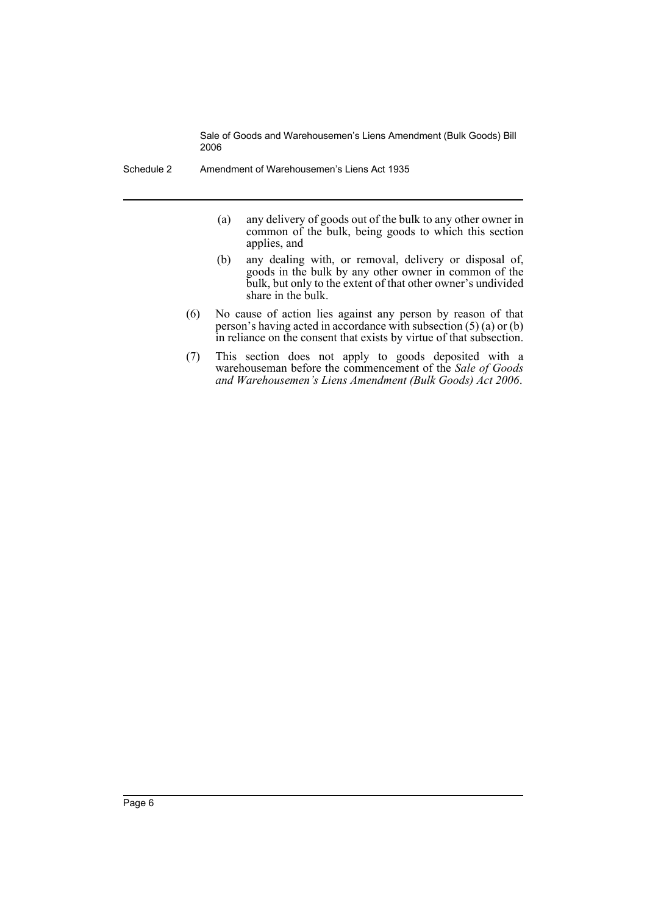(a) any delivery of goods out of the bulk to any other owner in common of the bulk, being goods to which this section applies, and

(b) any dealing with, or removal, delivery or disposal of, goods in the bulk by any other owner in common of the bulk, but only to the extent of that other owner's undivided share in the bulk.

(6) No cause of action lies against any person by reason of that person's having acted in accordance with subsection (5) (a) or (b) in reliance on the consent that exists by virtue of that subsection.

(7) This section does not apply to goods deposited with a warehouseman before the commencement of the *Sale of Goods and Warehousemen's Liens Amendment (Bulk Goods) Act 2006*.